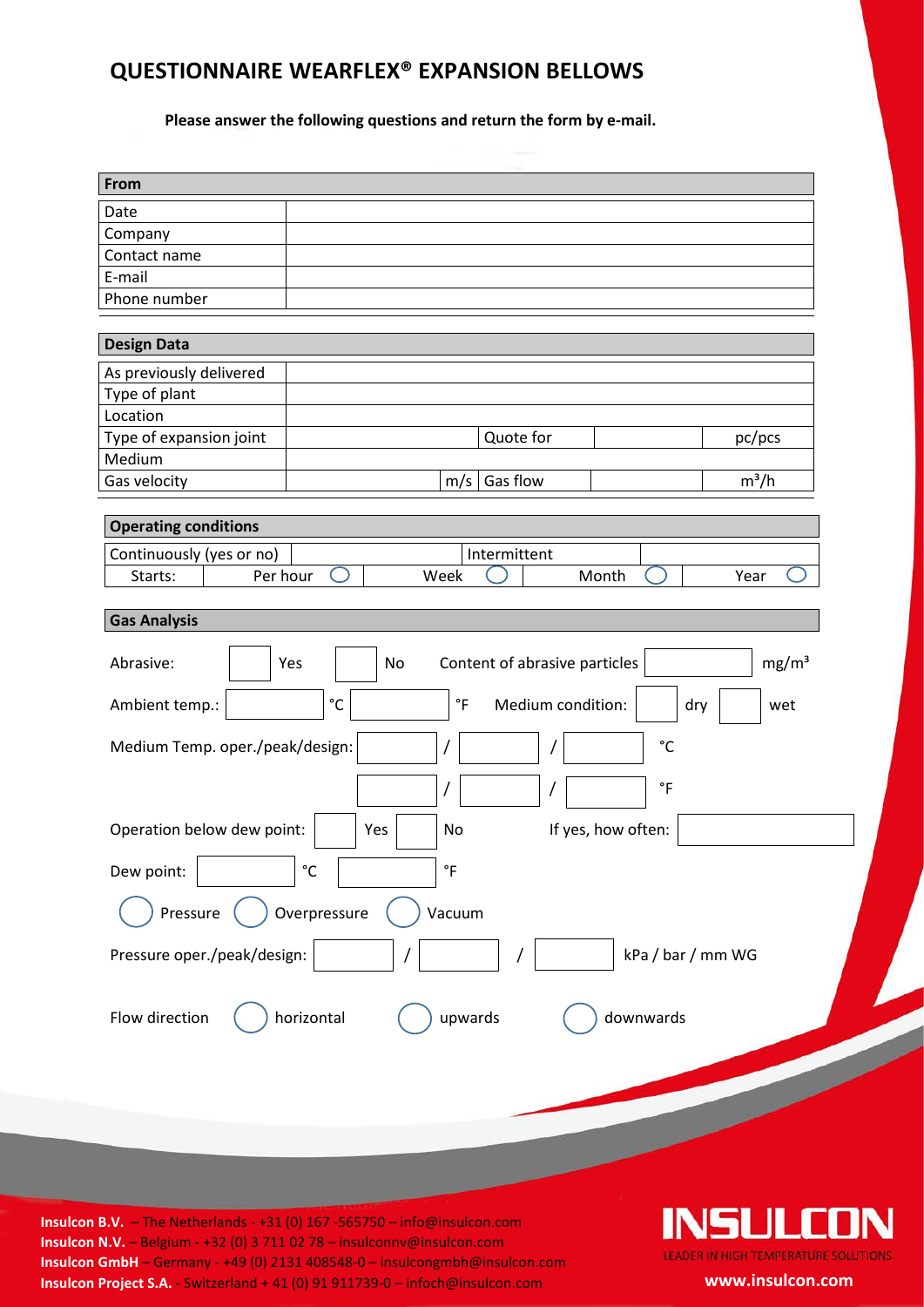# QUESTIONNAIRE WEARFLEX® EXPANSION BELLOWS

**Please answer the following questions and return the form by e-mail.**

| From | |
|---|---|
| Date | |
| Company | |
| Contact name | |
| E-mail | |
| Phone number | |

| Design Data | | | | |
|---|---|---|---|---|
| As previously delivered | | | | |
| Type of plant | | | | |
| Location | | | | |
| Type of expansion joint | | Quote for | | pc/pcs |
| Medium | | | | |
| Gas velocity | m/s | Gas flow | | m³/h |

| Operating conditions | | | | | | | |
|---|---|---|---|---|---|---|---|
| Continuously (yes or no) | | | Intermittent | | | | |
| Starts: | Per hour ◯ | | Week ◯ | | Month ◯ | | Year ◯ |

## Gas Analysis

Abrasive: ☐ Yes ☐ No Content of abrasive particles ______ mg/m³

Ambient temp.: ______ °C ______ °F Medium condition: ☐ dry ☐ wet

Medium Temp. oper./peak/design: ______ / ______ / ______ °C

______ / ______ / ______ °F

Operation below dew point: ☐ Yes ☐ No If yes, how often: ______

Dew point: ______ °C ______ °F

◯ Pressure ◯ Overpressure ◯ Vacuum

Pressure oper./peak/design: ______ / ______ / ______ kPa / bar / mm WG

Flow direction ◯ horizontal ◯ upwards ◯ downwards

**Insulcon B.V.** – The Netherlands - +31 (0) 167 -565750 – info@insulcon.com
**Insulcon N.V.** – Belgium - +32 (0) 3 711 02 78 – insulconnv@insulcon.com
**Insulcon GmbH** – Germany - +49 (0) 2131 408548-0 – insulcongmbh@insulcon.com
**Insulcon Project S.A.** - Switzerland + 41 (0) 91 911739-0 – infoch@insulcon.com

INSULCON
LEADER IN HIGH TEMPERATURE SOLUTIONS
www.insulcon.com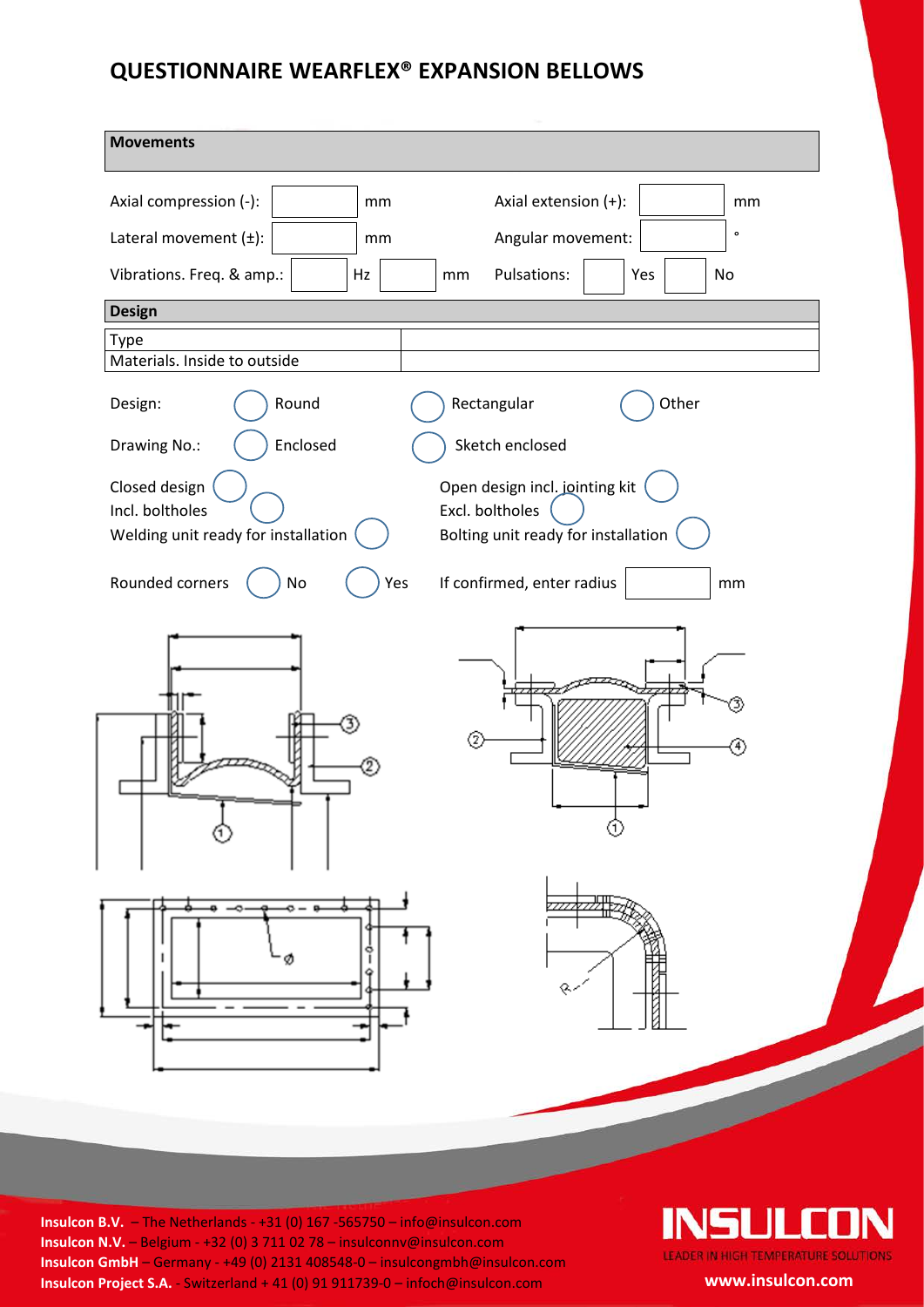# QUESTIONNAIRE WEARFLEX® EXPANSION BELLOWS

| Movements | | | | | |
|---|---|---|---|---|---|
| Axial compression (-): | | mm | Axial extension (+): | | mm |
| Lateral movement (±): | | mm | Angular movement: | | ° |
| Vibrations. Freq. & amp.: | Hz | mm | Pulsations: | Yes | No |

| Design | |
|---|---|
| Type | |
| Materials. Inside to outside | |

Design: ◯ Round ◯ Rectangular ◯ Other

Drawing No.: ◯ Enclosed ◯ Sketch enclosed

Closed design ◯ Open design incl. jointing kit ◯

Incl. boltholes ◯ Excl. boltholes ◯

Welding unit ready for installation ◯ Bolting unit ready for installation ◯

Rounded corners ◯ No ◯ Yes If confirmed, enter radius ______ mm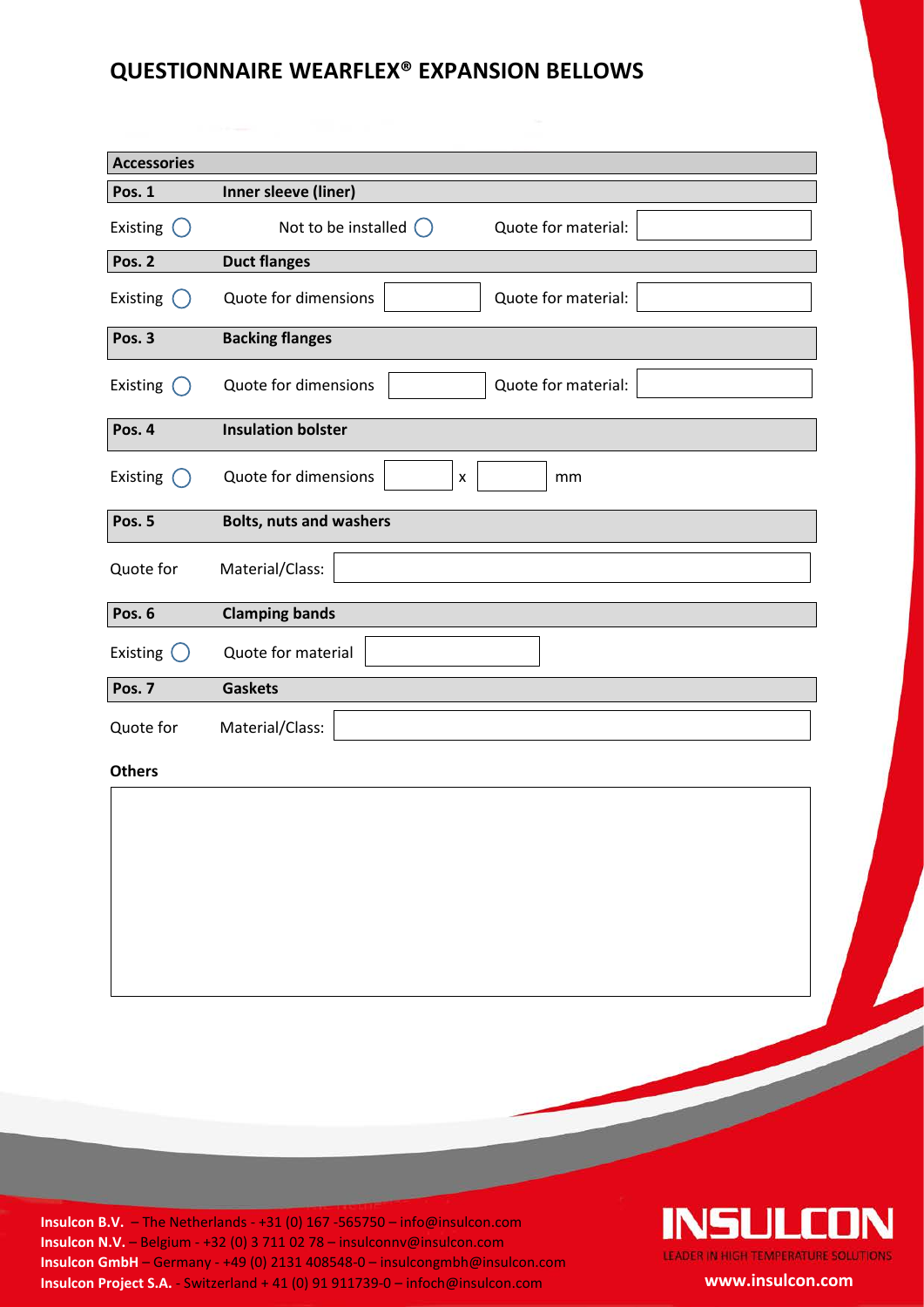# QUESTIONNAIRE WEARFLEX® EXPANSION BELLOWS

| Accessories | | | |
|---|---|---|---|
| **Pos. 1** | **Inner sleeve (liner)** | | |
| Existing ◯ | Not to be installed ◯ | Quote for material: | |
| **Pos. 2** | **Duct flanges** | | |
| Existing ◯ | Quote for dimensions | Quote for material: | |
| **Pos. 3** | **Backing flanges** | | |
| Existing ◯ | Quote for dimensions | Quote for material: | |
| **Pos. 4** | **Insulation bolster** | | |
| Existing ◯ | Quote for dimensions | x | mm |
| **Pos. 5** | **Bolts, nuts and washers** | | |
| Quote for | Material/Class: | | |
| **Pos. 6** | **Clamping bands** | | |
| Existing ◯ | Quote for material | | |
| **Pos. 7** | **Gaskets** | | |
| Quote for | Material/Class: | | |

**Others**

**Insulcon B.V.** – The Netherlands - +31 (0) 167 -565750 – info@insulcon.com
**Insulcon N.V.** – Belgium - +32 (0) 3 711 02 78 – insulconnv@insulcon.com
**Insulcon GmbH** – Germany - +49 (0) 2131 408548-0 – insulcongmbh@insulcon.com
**Insulcon Project S.A.** - Switzerland + 41 (0) 91 911739-0 – infoch@insulcon.com

INSULCON
LEADER IN HIGH TEMPERATURE SOLUTIONS
www.insulcon.com